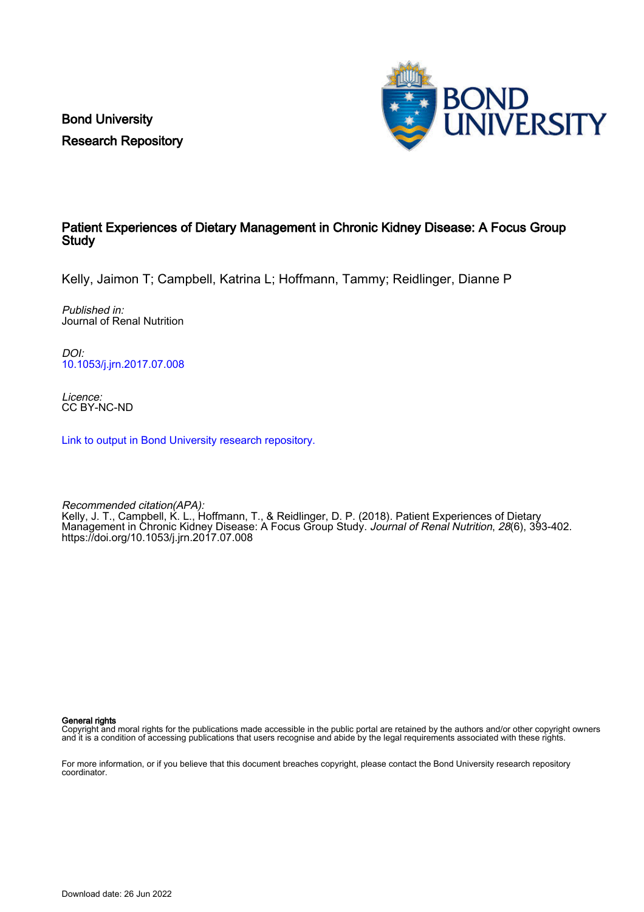Bond University
Research Repository

# Patient Experiences of Dietary Management in Chronic Kidney Disease: A Focus Group Study

Kelly, Jaimon T; Campbell, Katrina L; Hoffmann, Tammy; Reidlinger, Dianne P

*Published in:*
Journal of Renal Nutrition

*DOI:*
10.1053/j.jrn.2017.07.008

*Licence:*
CC BY-NC-ND

Link to output in Bond University research repository.

*Recommended citation(APA):*
Kelly, J. T., Campbell, K. L., Hoffmann, T., & Reidlinger, D. P. (2018). Patient Experiences of Dietary Management in Chronic Kidney Disease: A Focus Group Study. *Journal of Renal Nutrition*, *28*(6), 393-402. https://doi.org/10.1053/j.jrn.2017.07.008

**General rights**
Copyright and moral rights for the publications made accessible in the public portal are retained by the authors and/or other copyright owners and it is a condition of accessing publications that users recognise and abide by the legal requirements associated with these rights.

For more information, or if you believe that this document breaches copyright, please contact the Bond University research repository coordinator.

Download date: 26 Jun 2022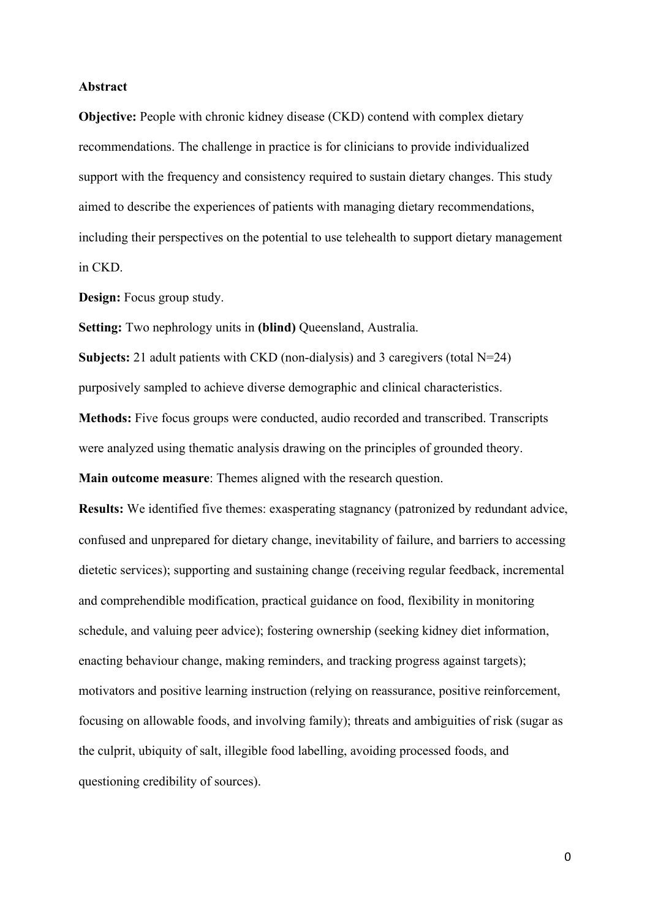**Abstract**

**Objective:** People with chronic kidney disease (CKD) contend with complex dietary recommendations. The challenge in practice is for clinicians to provide individualized support with the frequency and consistency required to sustain dietary changes. This study aimed to describe the experiences of patients with managing dietary recommendations, including their perspectives on the potential to use telehealth to support dietary management in CKD.

**Design:** Focus group study.

**Setting:** Two nephrology units in **(blind)** Queensland, Australia.

**Subjects:** 21 adult patients with CKD (non-dialysis) and 3 caregivers (total N=24) purposively sampled to achieve diverse demographic and clinical characteristics.

**Methods:** Five focus groups were conducted, audio recorded and transcribed. Transcripts were analyzed using thematic analysis drawing on the principles of grounded theory.

**Main outcome measure**: Themes aligned with the research question.

**Results:** We identified five themes: exasperating stagnancy (patronized by redundant advice, confused and unprepared for dietary change, inevitability of failure, and barriers to accessing dietetic services); supporting and sustaining change (receiving regular feedback, incremental and comprehendible modification, practical guidance on food, flexibility in monitoring schedule, and valuing peer advice); fostering ownership (seeking kidney diet information, enacting behaviour change, making reminders, and tracking progress against targets); motivators and positive learning instruction (relying on reassurance, positive reinforcement, focusing on allowable foods, and involving family); threats and ambiguities of risk (sugar as the culprit, ubiquity of salt, illegible food labelling, avoiding processed foods, and questioning credibility of sources).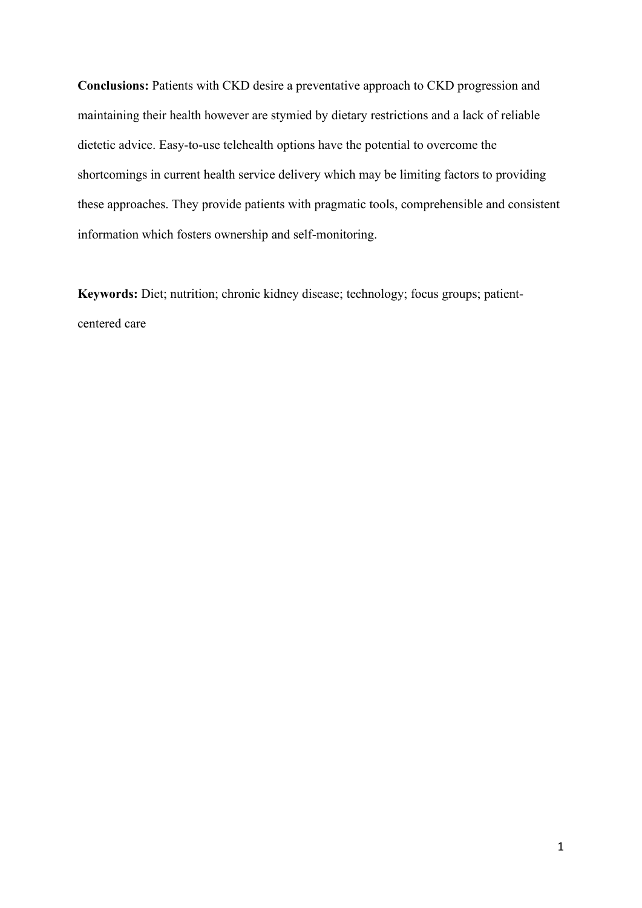**Conclusions:** Patients with CKD desire a preventative approach to CKD progression and maintaining their health however are stymied by dietary restrictions and a lack of reliable dietetic advice. Easy-to-use telehealth options have the potential to overcome the shortcomings in current health service delivery which may be limiting factors to providing these approaches. They provide patients with pragmatic tools, comprehensible and consistent information which fosters ownership and self-monitoring.

**Keywords:** Diet; nutrition; chronic kidney disease; technology; focus groups; patient-centered care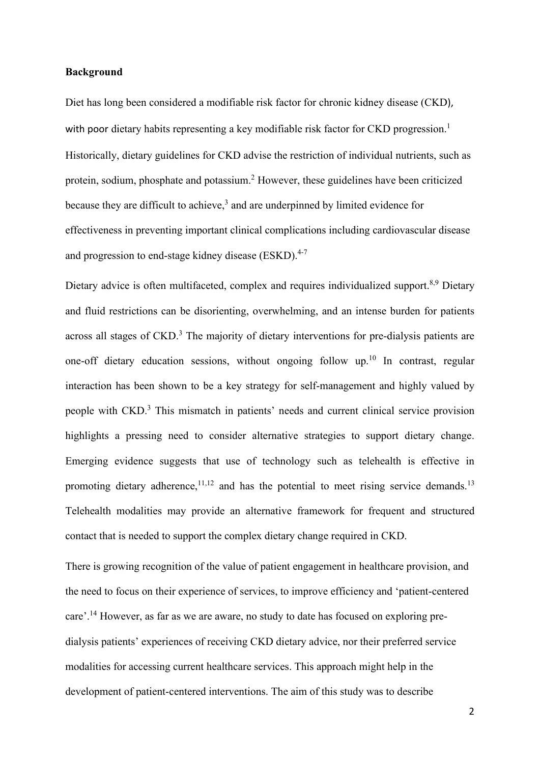**Background**

Diet has long been considered a modifiable risk factor for chronic kidney disease (CKD), with poor dietary habits representing a key modifiable risk factor for CKD progression.[1] Historically, dietary guidelines for CKD advise the restriction of individual nutrients, such as protein, sodium, phosphate and potassium.[2] However, these guidelines have been criticized because they are difficult to achieve,[3] and are underpinned by limited evidence for effectiveness in preventing important clinical complications including cardiovascular disease and progression to end-stage kidney disease (ESKD).[4-7]

Dietary advice is often multifaceted, complex and requires individualized support.[8,9] Dietary and fluid restrictions can be disorienting, overwhelming, and an intense burden for patients across all stages of CKD.[3] The majority of dietary interventions for pre-dialysis patients are one-off dietary education sessions, without ongoing follow up.[10] In contrast, regular interaction has been shown to be a key strategy for self-management and highly valued by people with CKD.[3] This mismatch in patients' needs and current clinical service provision highlights a pressing need to consider alternative strategies to support dietary change. Emerging evidence suggests that use of technology such as telehealth is effective in promoting dietary adherence,[11,12] and has the potential to meet rising service demands.[13] Telehealth modalities may provide an alternative framework for frequent and structured contact that is needed to support the complex dietary change required in CKD.

There is growing recognition of the value of patient engagement in healthcare provision, and the need to focus on their experience of services, to improve efficiency and 'patient-centered care'.[14] However, as far as we are aware, no study to date has focused on exploring pre-dialysis patients' experiences of receiving CKD dietary advice, nor their preferred service modalities for accessing current healthcare services. This approach might help in the development of patient-centered interventions. The aim of this study was to describe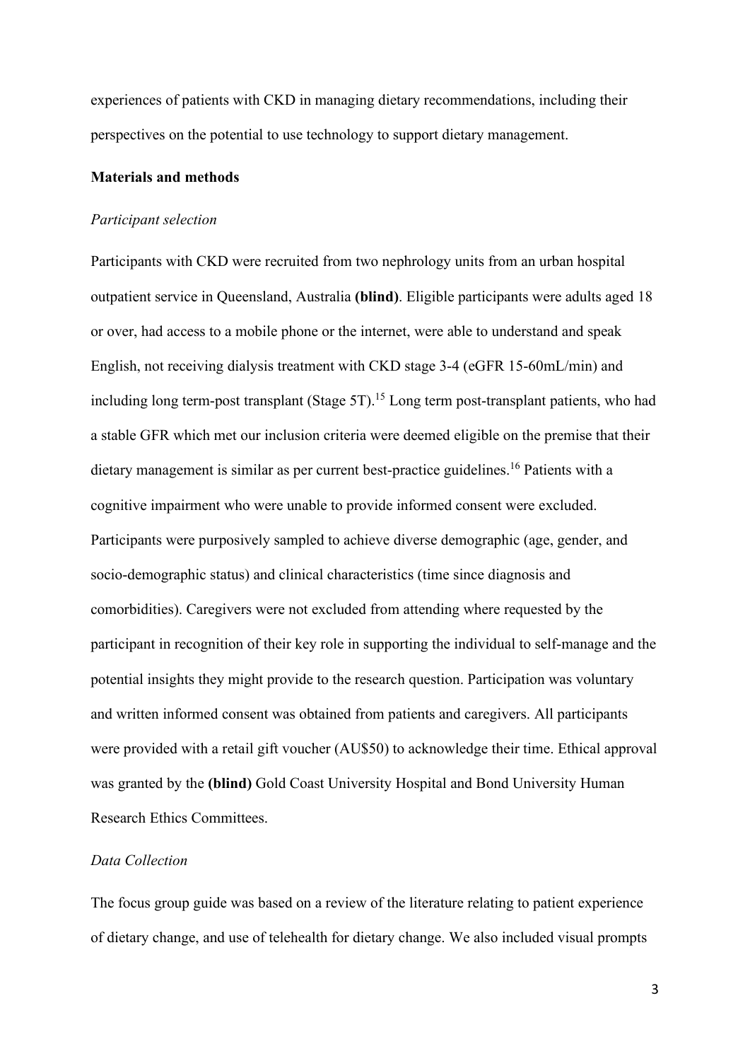experiences of patients with CKD in managing dietary recommendations, including their perspectives on the potential to use technology to support dietary management.

**Materials and methods**

*Participant selection*

Participants with CKD were recruited from two nephrology units from an urban hospital outpatient service in Queensland, Australia **(blind)**. Eligible participants were adults aged 18 or over, had access to a mobile phone or the internet, were able to understand and speak English, not receiving dialysis treatment with CKD stage 3-4 (eGFR 15-60mL/min) and including long term-post transplant (Stage 5T).[15] Long term post-transplant patients, who had a stable GFR which met our inclusion criteria were deemed eligible on the premise that their dietary management is similar as per current best-practice guidelines.[16] Patients with a cognitive impairment who were unable to provide informed consent were excluded. Participants were purposively sampled to achieve diverse demographic (age, gender, and socio-demographic status) and clinical characteristics (time since diagnosis and comorbidities). Caregivers were not excluded from attending where requested by the participant in recognition of their key role in supporting the individual to self-manage and the potential insights they might provide to the research question. Participation was voluntary and written informed consent was obtained from patients and caregivers. All participants were provided with a retail gift voucher (AU$50) to acknowledge their time. Ethical approval was granted by the **(blind)** Gold Coast University Hospital and Bond University Human Research Ethics Committees.

*Data Collection*

The focus group guide was based on a review of the literature relating to patient experience of dietary change, and use of telehealth for dietary change. We also included visual prompts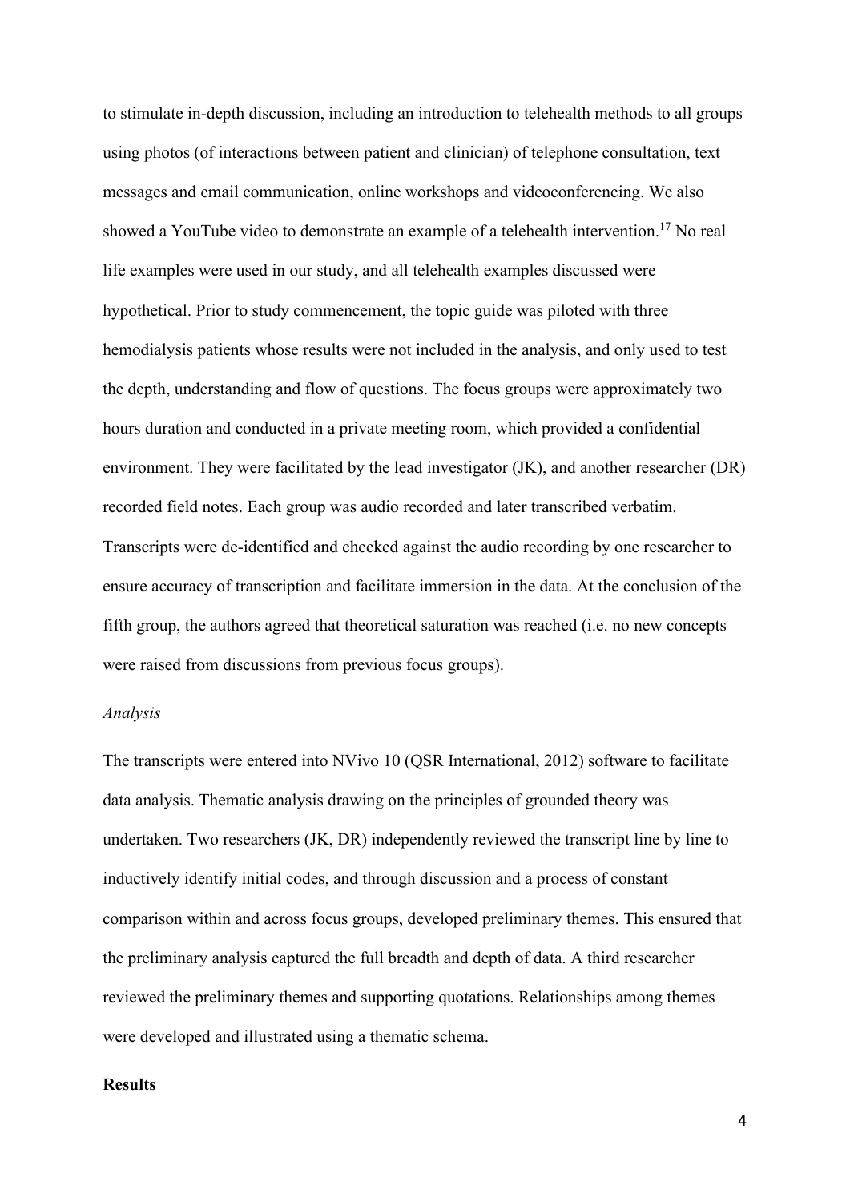to stimulate in-depth discussion, including an introduction to telehealth methods to all groups using photos (of interactions between patient and clinician) of telephone consultation, text messages and email communication, online workshops and videoconferencing. We also showed a YouTube video to demonstrate an example of a telehealth intervention.[17] No real life examples were used in our study, and all telehealth examples discussed were hypothetical. Prior to study commencement, the topic guide was piloted with three hemodialysis patients whose results were not included in the analysis, and only used to test the depth, understanding and flow of questions. The focus groups were approximately two hours duration and conducted in a private meeting room, which provided a confidential environment. They were facilitated by the lead investigator (JK), and another researcher (DR) recorded field notes. Each group was audio recorded and later transcribed verbatim. Transcripts were de-identified and checked against the audio recording by one researcher to ensure accuracy of transcription and facilitate immersion in the data. At the conclusion of the fifth group, the authors agreed that theoretical saturation was reached (i.e. no new concepts were raised from discussions from previous focus groups).

*Analysis*

The transcripts were entered into NVivo 10 (QSR International, 2012) software to facilitate data analysis. Thematic analysis drawing on the principles of grounded theory was undertaken. Two researchers (JK, DR) independently reviewed the transcript line by line to inductively identify initial codes, and through discussion and a process of constant comparison within and across focus groups, developed preliminary themes. This ensured that the preliminary analysis captured the full breadth and depth of data. A third researcher reviewed the preliminary themes and supporting quotations. Relationships among themes were developed and illustrated using a thematic schema.

**Results**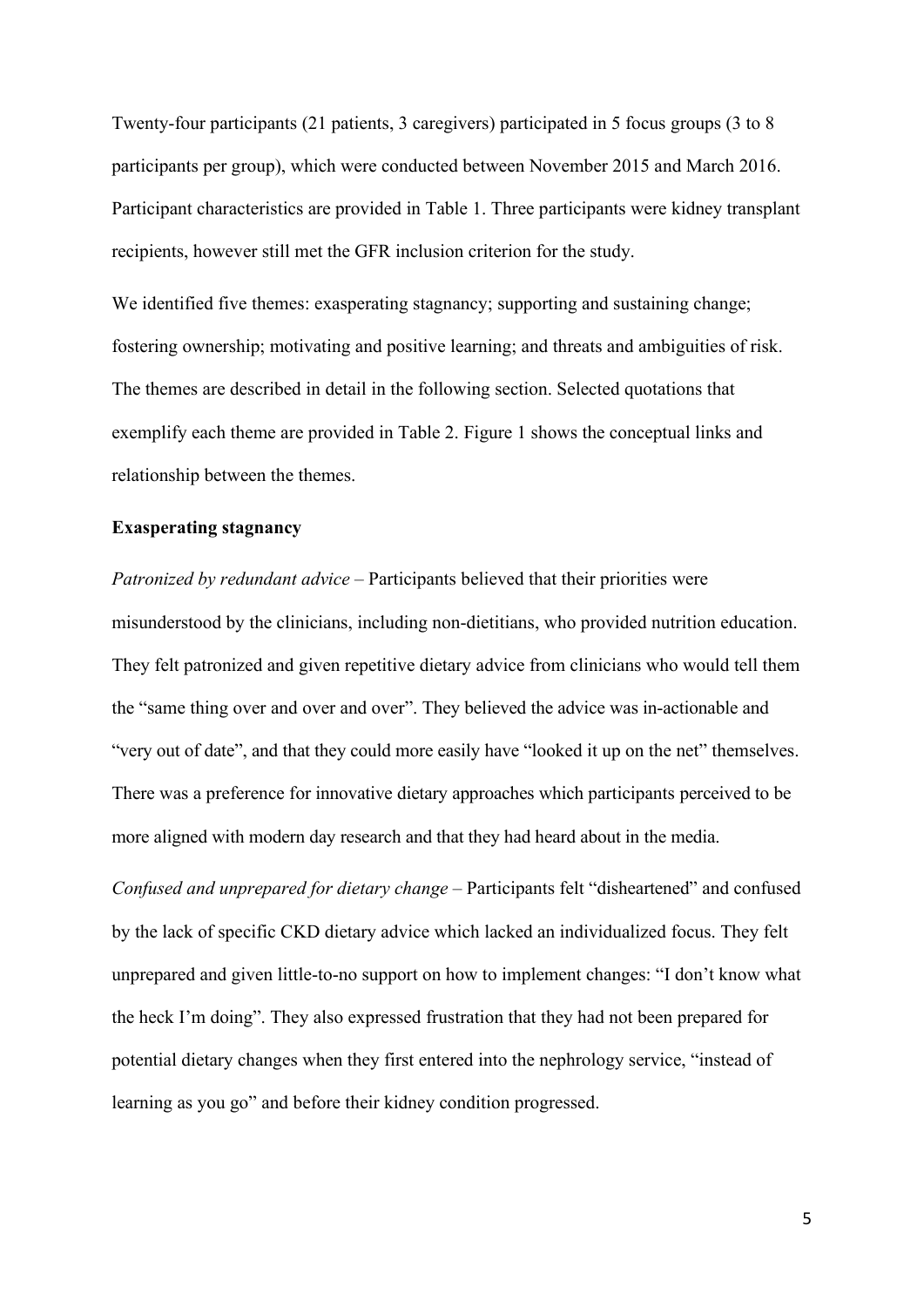Twenty-four participants (21 patients, 3 caregivers) participated in 5 focus groups (3 to 8 participants per group), which were conducted between November 2015 and March 2016. Participant characteristics are provided in Table 1. Three participants were kidney transplant recipients, however still met the GFR inclusion criterion for the study.

We identified five themes: exasperating stagnancy; supporting and sustaining change; fostering ownership; motivating and positive learning; and threats and ambiguities of risk. The themes are described in detail in the following section. Selected quotations that exemplify each theme are provided in Table 2. Figure 1 shows the conceptual links and relationship between the themes.

**Exasperating stagnancy**

*Patronized by redundant advice* – Participants believed that their priorities were misunderstood by the clinicians, including non-dietitians, who provided nutrition education. They felt patronized and given repetitive dietary advice from clinicians who would tell them the "same thing over and over and over". They believed the advice was in-actionable and "very out of date", and that they could more easily have "looked it up on the net" themselves. There was a preference for innovative dietary approaches which participants perceived to be more aligned with modern day research and that they had heard about in the media.

*Confused and unprepared for dietary change* – Participants felt "disheartened" and confused by the lack of specific CKD dietary advice which lacked an individualized focus. They felt unprepared and given little-to-no support on how to implement changes: "I don't know what the heck I'm doing". They also expressed frustration that they had not been prepared for potential dietary changes when they first entered into the nephrology service, "instead of learning as you go" and before their kidney condition progressed.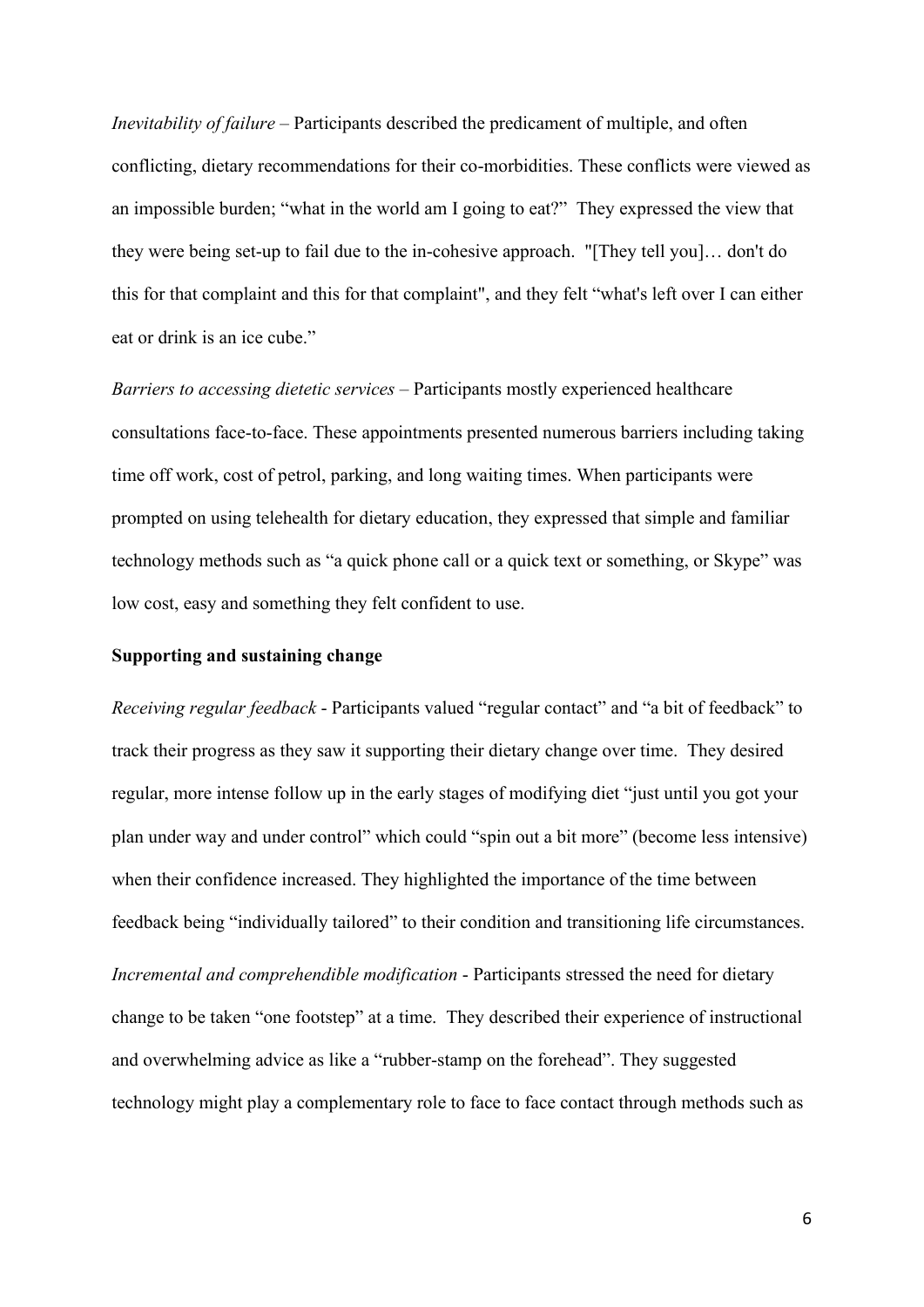*Inevitability of failure* – Participants described the predicament of multiple, and often conflicting, dietary recommendations for their co-morbidities. These conflicts were viewed as an impossible burden; "what in the world am I going to eat?" They expressed the view that they were being set-up to fail due to the in-cohesive approach. "[They tell you]… don't do this for that complaint and this for that complaint", and they felt "what's left over I can either eat or drink is an ice cube."

*Barriers to accessing dietetic services* – Participants mostly experienced healthcare consultations face-to-face. These appointments presented numerous barriers including taking time off work, cost of petrol, parking, and long waiting times. When participants were prompted on using telehealth for dietary education, they expressed that simple and familiar technology methods such as "a quick phone call or a quick text or something, or Skype" was low cost, easy and something they felt confident to use.

**Supporting and sustaining change**

*Receiving regular feedback* - Participants valued "regular contact" and "a bit of feedback" to track their progress as they saw it supporting their dietary change over time. They desired regular, more intense follow up in the early stages of modifying diet "just until you got your plan under way and under control" which could "spin out a bit more" (become less intensive) when their confidence increased. They highlighted the importance of the time between feedback being "individually tailored" to their condition and transitioning life circumstances.

*Incremental and comprehendible modification* - Participants stressed the need for dietary change to be taken "one footstep" at a time. They described their experience of instructional and overwhelming advice as like a "rubber-stamp on the forehead". They suggested technology might play a complementary role to face to face contact through methods such as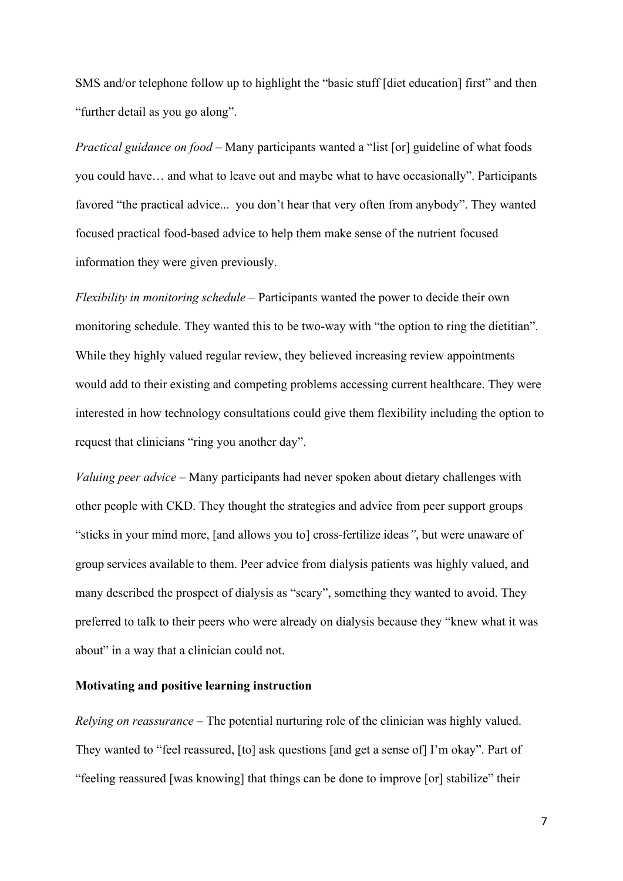SMS and/or telephone follow up to highlight the "basic stuff [diet education] first" and then "further detail as you go along".

*Practical guidance on food* – Many participants wanted a "list [or] guideline of what foods you could have… and what to leave out and maybe what to have occasionally". Participants favored "the practical advice... you don't hear that very often from anybody". They wanted focused practical food-based advice to help them make sense of the nutrient focused information they were given previously.

*Flexibility in monitoring schedule* – Participants wanted the power to decide their own monitoring schedule. They wanted this to be two-way with "the option to ring the dietitian". While they highly valued regular review, they believed increasing review appointments would add to their existing and competing problems accessing current healthcare. They were interested in how technology consultations could give them flexibility including the option to request that clinicians "ring you another day".

*Valuing peer advice* – Many participants had never spoken about dietary challenges with other people with CKD. They thought the strategies and advice from peer support groups "sticks in your mind more, [and allows you to] cross-fertilize ideas", but were unaware of group services available to them. Peer advice from dialysis patients was highly valued, and many described the prospect of dialysis as "scary", something they wanted to avoid. They preferred to talk to their peers who were already on dialysis because they "knew what it was about" in a way that a clinician could not.

**Motivating and positive learning instruction**

*Relying on reassurance* – The potential nurturing role of the clinician was highly valued. They wanted to "feel reassured, [to] ask questions [and get a sense of] I'm okay". Part of "feeling reassured [was knowing] that things can be done to improve [or] stabilize" their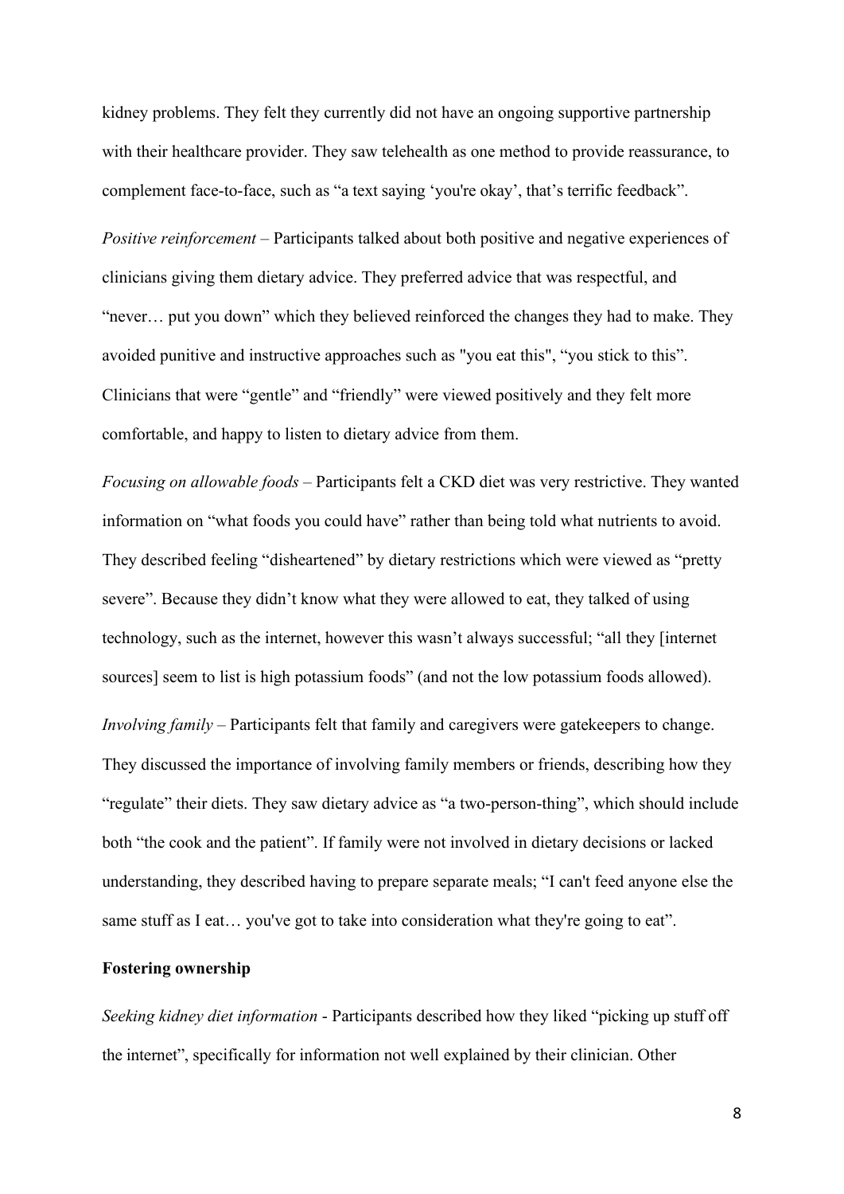kidney problems. They felt they currently did not have an ongoing supportive partnership with their healthcare provider. They saw telehealth as one method to provide reassurance, to complement face-to-face, such as "a text saying 'you're okay', that's terrific feedback".

*Positive reinforcement* – Participants talked about both positive and negative experiences of clinicians giving them dietary advice. They preferred advice that was respectful, and "never… put you down" which they believed reinforced the changes they had to make. They avoided punitive and instructive approaches such as "you eat this", "you stick to this". Clinicians that were "gentle" and "friendly" were viewed positively and they felt more comfortable, and happy to listen to dietary advice from them.

*Focusing on allowable foods* – Participants felt a CKD diet was very restrictive. They wanted information on "what foods you could have" rather than being told what nutrients to avoid. They described feeling "disheartened" by dietary restrictions which were viewed as "pretty severe". Because they didn't know what they were allowed to eat, they talked of using technology, such as the internet, however this wasn't always successful; "all they [internet sources] seem to list is high potassium foods" (and not the low potassium foods allowed).

*Involving family* – Participants felt that family and caregivers were gatekeepers to change. They discussed the importance of involving family members or friends, describing how they "regulate" their diets. They saw dietary advice as "a two-person-thing", which should include both "the cook and the patient". If family were not involved in dietary decisions or lacked understanding, they described having to prepare separate meals; "I can't feed anyone else the same stuff as I eat… you've got to take into consideration what they're going to eat".

**Fostering ownership**

*Seeking kidney diet information* - Participants described how they liked "picking up stuff off the internet", specifically for information not well explained by their clinician. Other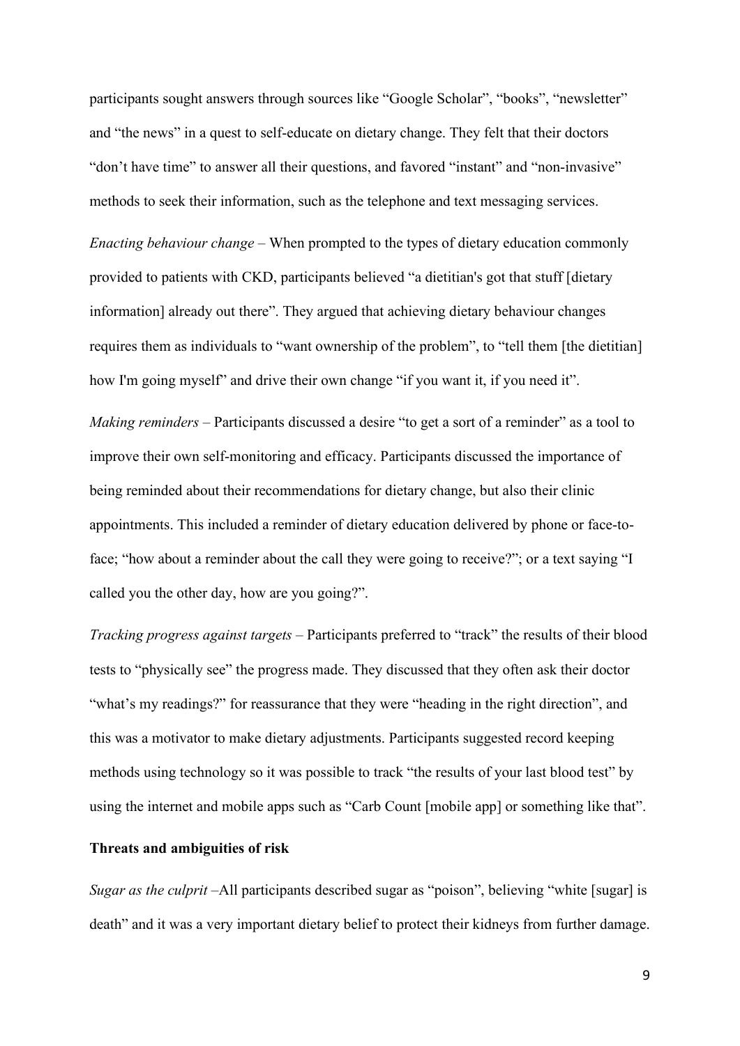participants sought answers through sources like "Google Scholar", "books", "newsletter" and "the news" in a quest to self-educate on dietary change. They felt that their doctors "don't have time" to answer all their questions, and favored "instant" and "non-invasive" methods to seek their information, such as the telephone and text messaging services.

*Enacting behaviour change* – When prompted to the types of dietary education commonly provided to patients with CKD, participants believed "a dietitian's got that stuff [dietary information] already out there". They argued that achieving dietary behaviour changes requires them as individuals to "want ownership of the problem", to "tell them [the dietitian] how I'm going myself" and drive their own change "if you want it, if you need it".

*Making reminders* – Participants discussed a desire "to get a sort of a reminder" as a tool to improve their own self-monitoring and efficacy. Participants discussed the importance of being reminded about their recommendations for dietary change, but also their clinic appointments. This included a reminder of dietary education delivered by phone or face-to-face; "how about a reminder about the call they were going to receive?"; or a text saying "I called you the other day, how are you going?".

*Tracking progress against targets* – Participants preferred to "track" the results of their blood tests to "physically see" the progress made. They discussed that they often ask their doctor "what's my readings?" for reassurance that they were "heading in the right direction", and this was a motivator to make dietary adjustments. Participants suggested record keeping methods using technology so it was possible to track "the results of your last blood test" by using the internet and mobile apps such as "Carb Count [mobile app] or something like that".

**Threats and ambiguities of risk**

*Sugar as the culprit* –All participants described sugar as "poison", believing "white [sugar] is death" and it was a very important dietary belief to protect their kidneys from further damage.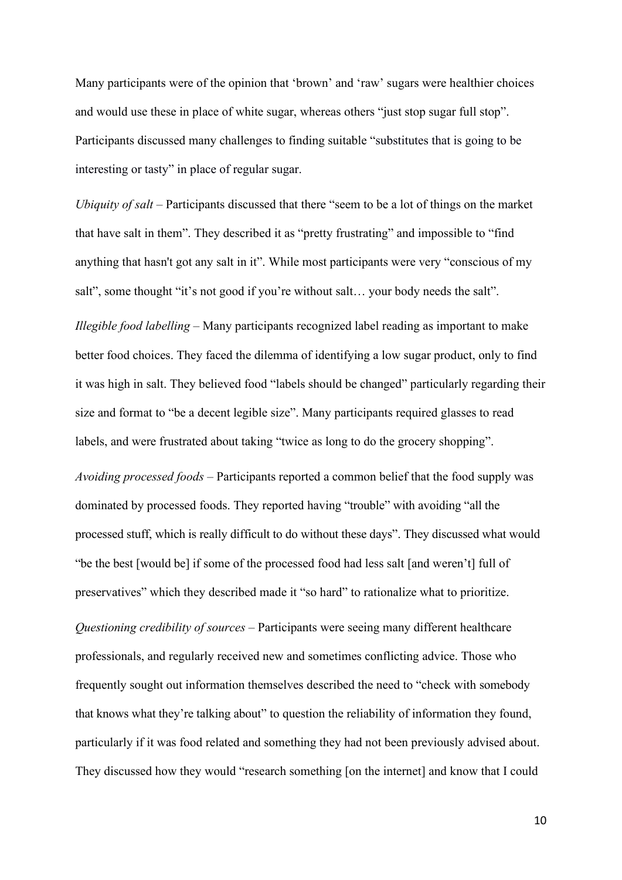Many participants were of the opinion that 'brown' and 'raw' sugars were healthier choices and would use these in place of white sugar, whereas others "just stop sugar full stop". Participants discussed many challenges to finding suitable "substitutes that is going to be interesting or tasty" in place of regular sugar.

*Ubiquity of salt* – Participants discussed that there "seem to be a lot of things on the market that have salt in them". They described it as "pretty frustrating" and impossible to "find anything that hasn't got any salt in it". While most participants were very "conscious of my salt", some thought "it's not good if you're without salt… your body needs the salt".

*Illegible food labelling* – Many participants recognized label reading as important to make better food choices. They faced the dilemma of identifying a low sugar product, only to find it was high in salt. They believed food "labels should be changed" particularly regarding their size and format to "be a decent legible size". Many participants required glasses to read labels, and were frustrated about taking "twice as long to do the grocery shopping".

*Avoiding processed foods* – Participants reported a common belief that the food supply was dominated by processed foods. They reported having "trouble" with avoiding "all the processed stuff, which is really difficult to do without these days". They discussed what would "be the best [would be] if some of the processed food had less salt [and weren't] full of preservatives" which they described made it "so hard" to rationalize what to prioritize.

*Questioning credibility of sources* – Participants were seeing many different healthcare professionals, and regularly received new and sometimes conflicting advice. Those who frequently sought out information themselves described the need to "check with somebody that knows what they're talking about" to question the reliability of information they found, particularly if it was food related and something they had not been previously advised about. They discussed how they would "research something [on the internet] and know that I could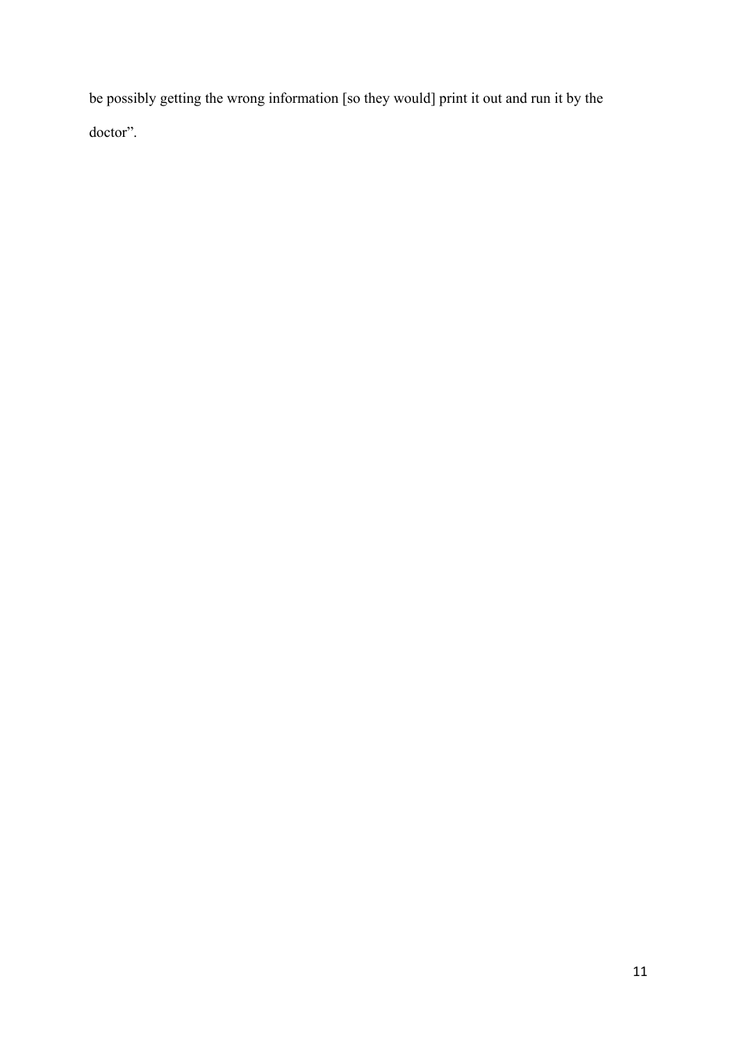be possibly getting the wrong information [so they would] print it out and run it by the doctor".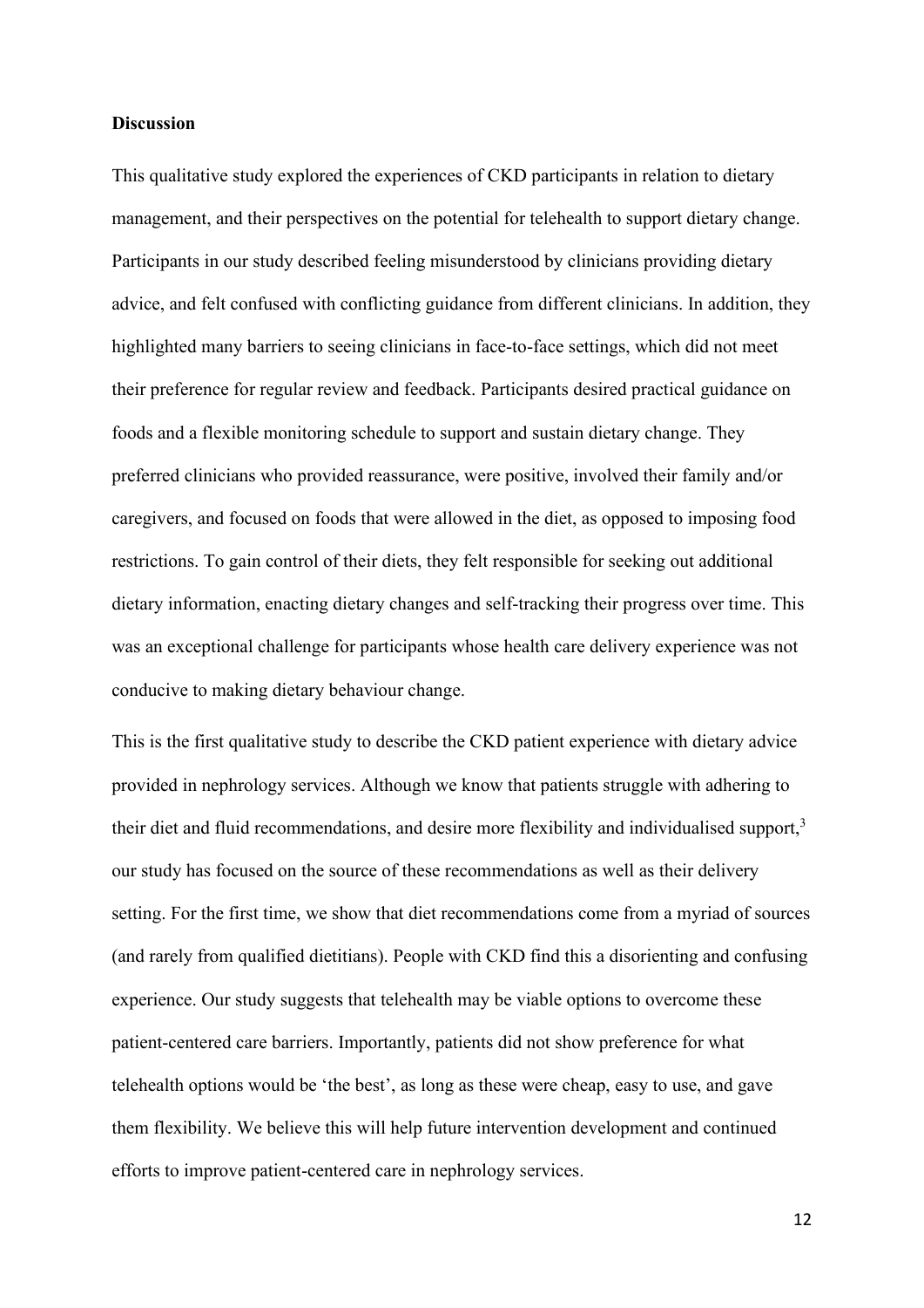**Discussion**

This qualitative study explored the experiences of CKD participants in relation to dietary management, and their perspectives on the potential for telehealth to support dietary change. Participants in our study described feeling misunderstood by clinicians providing dietary advice, and felt confused with conflicting guidance from different clinicians. In addition, they highlighted many barriers to seeing clinicians in face-to-face settings, which did not meet their preference for regular review and feedback. Participants desired practical guidance on foods and a flexible monitoring schedule to support and sustain dietary change. They preferred clinicians who provided reassurance, were positive, involved their family and/or caregivers, and focused on foods that were allowed in the diet, as opposed to imposing food restrictions. To gain control of their diets, they felt responsible for seeking out additional dietary information, enacting dietary changes and self-tracking their progress over time. This was an exceptional challenge for participants whose health care delivery experience was not conducive to making dietary behaviour change.

This is the first qualitative study to describe the CKD patient experience with dietary advice provided in nephrology services. Although we know that patients struggle with adhering to their diet and fluid recommendations, and desire more flexibility and individualised support,[3] our study has focused on the source of these recommendations as well as their delivery setting. For the first time, we show that diet recommendations come from a myriad of sources (and rarely from qualified dietitians). People with CKD find this a disorienting and confusing experience. Our study suggests that telehealth may be viable options to overcome these patient-centered care barriers. Importantly, patients did not show preference for what telehealth options would be 'the best', as long as these were cheap, easy to use, and gave them flexibility. We believe this will help future intervention development and continued efforts to improve patient-centered care in nephrology services.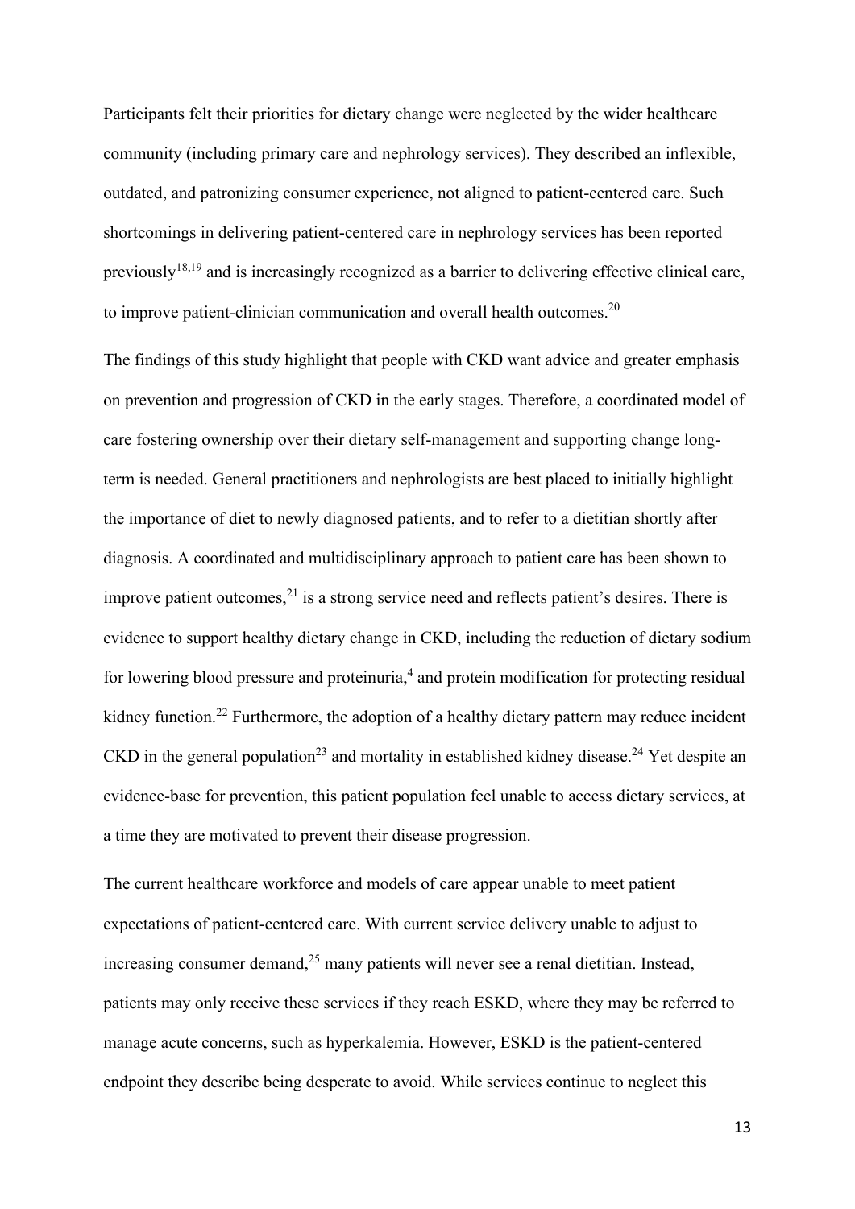Participants felt their priorities for dietary change were neglected by the wider healthcare community (including primary care and nephrology services). They described an inflexible, outdated, and patronizing consumer experience, not aligned to patient-centered care. Such shortcomings in delivering patient-centered care in nephrology services has been reported previously[18,19] and is increasingly recognized as a barrier to delivering effective clinical care, to improve patient-clinician communication and overall health outcomes.[20]

The findings of this study highlight that people with CKD want advice and greater emphasis on prevention and progression of CKD in the early stages. Therefore, a coordinated model of care fostering ownership over their dietary self-management and supporting change long-term is needed. General practitioners and nephrologists are best placed to initially highlight the importance of diet to newly diagnosed patients, and to refer to a dietitian shortly after diagnosis. A coordinated and multidisciplinary approach to patient care has been shown to improve patient outcomes,[21] is a strong service need and reflects patient's desires. There is evidence to support healthy dietary change in CKD, including the reduction of dietary sodium for lowering blood pressure and proteinuria,[4] and protein modification for protecting residual kidney function.[22] Furthermore, the adoption of a healthy dietary pattern may reduce incident CKD in the general population[23] and mortality in established kidney disease.[24] Yet despite an evidence-base for prevention, this patient population feel unable to access dietary services, at a time they are motivated to prevent their disease progression.

The current healthcare workforce and models of care appear unable to meet patient expectations of patient-centered care. With current service delivery unable to adjust to increasing consumer demand,[25] many patients will never see a renal dietitian. Instead, patients may only receive these services if they reach ESKD, where they may be referred to manage acute concerns, such as hyperkalemia. However, ESKD is the patient-centered endpoint they describe being desperate to avoid. While services continue to neglect this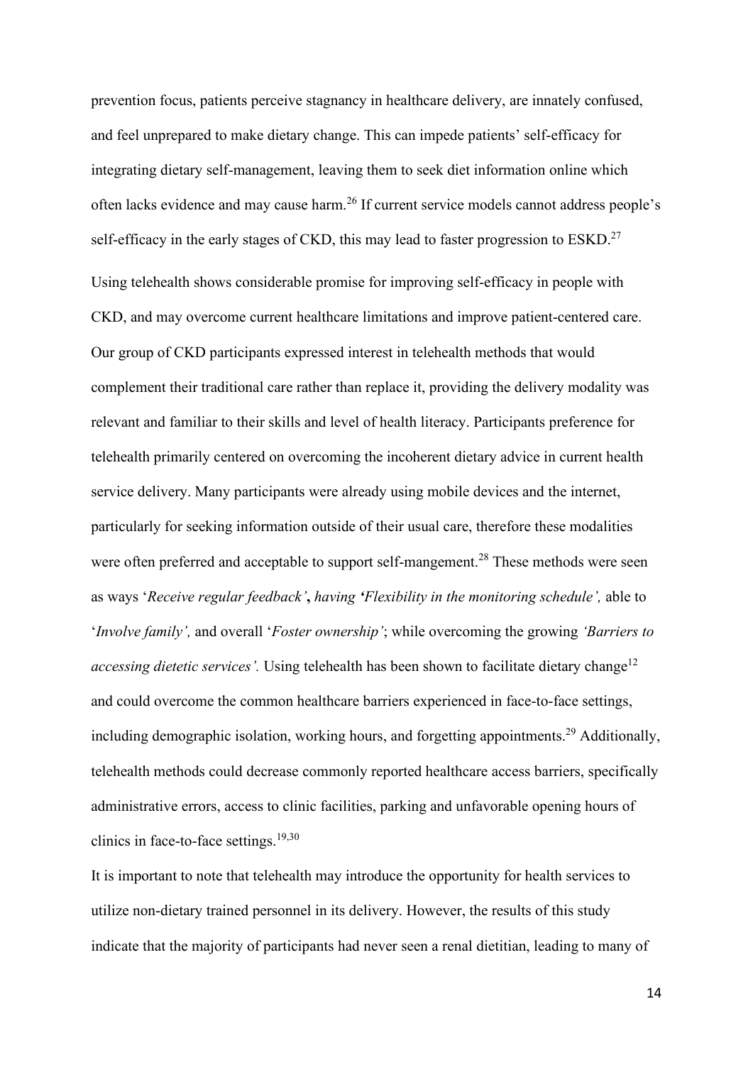prevention focus, patients perceive stagnancy in healthcare delivery, are innately confused, and feel unprepared to make dietary change. This can impede patients' self-efficacy for integrating dietary self-management, leaving them to seek diet information online which often lacks evidence and may cause harm.[26] If current service models cannot address people's self-efficacy in the early stages of CKD, this may lead to faster progression to ESKD.[27]

Using telehealth shows considerable promise for improving self-efficacy in people with CKD, and may overcome current healthcare limitations and improve patient-centered care. Our group of CKD participants expressed interest in telehealth methods that would complement their traditional care rather than replace it, providing the delivery modality was relevant and familiar to their skills and level of health literacy. Participants preference for telehealth primarily centered on overcoming the incoherent dietary advice in current health service delivery. Many participants were already using mobile devices and the internet, particularly for seeking information outside of their usual care, therefore these modalities were often preferred and acceptable to support self-mangement.[28] These methods were seen as ways '*Receive regular feedback'*, *having 'Flexibility in the monitoring schedule',* able to '*Involve family',* and overall '*Foster ownership'*; while overcoming the growing *'Barriers to accessing dietetic services'.* Using telehealth has been shown to facilitate dietary change[12] and could overcome the common healthcare barriers experienced in face-to-face settings, including demographic isolation, working hours, and forgetting appointments.[29] Additionally, telehealth methods could decrease commonly reported healthcare access barriers, specifically administrative errors, access to clinic facilities, parking and unfavorable opening hours of clinics in face-to-face settings.[19,30]

It is important to note that telehealth may introduce the opportunity for health services to utilize non-dietary trained personnel in its delivery. However, the results of this study indicate that the majority of participants had never seen a renal dietitian, leading to many of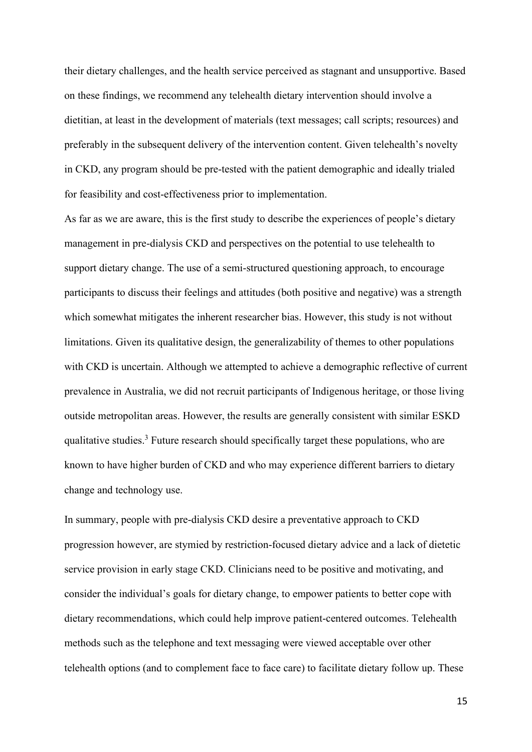their dietary challenges, and the health service perceived as stagnant and unsupportive. Based on these findings, we recommend any telehealth dietary intervention should involve a dietitian, at least in the development of materials (text messages; call scripts; resources) and preferably in the subsequent delivery of the intervention content. Given telehealth's novelty in CKD, any program should be pre-tested with the patient demographic and ideally trialed for feasibility and cost-effectiveness prior to implementation.

As far as we are aware, this is the first study to describe the experiences of people's dietary management in pre-dialysis CKD and perspectives on the potential to use telehealth to support dietary change. The use of a semi-structured questioning approach, to encourage participants to discuss their feelings and attitudes (both positive and negative) was a strength which somewhat mitigates the inherent researcher bias. However, this study is not without limitations. Given its qualitative design, the generalizability of themes to other populations with CKD is uncertain. Although we attempted to achieve a demographic reflective of current prevalence in Australia, we did not recruit participants of Indigenous heritage, or those living outside metropolitan areas. However, the results are generally consistent with similar ESKD qualitative studies.[3] Future research should specifically target these populations, who are known to have higher burden of CKD and who may experience different barriers to dietary change and technology use.

In summary, people with pre-dialysis CKD desire a preventative approach to CKD progression however, are stymied by restriction-focused dietary advice and a lack of dietetic service provision in early stage CKD. Clinicians need to be positive and motivating, and consider the individual's goals for dietary change, to empower patients to better cope with dietary recommendations, which could help improve patient-centered outcomes. Telehealth methods such as the telephone and text messaging were viewed acceptable over other telehealth options (and to complement face to face care) to facilitate dietary follow up. These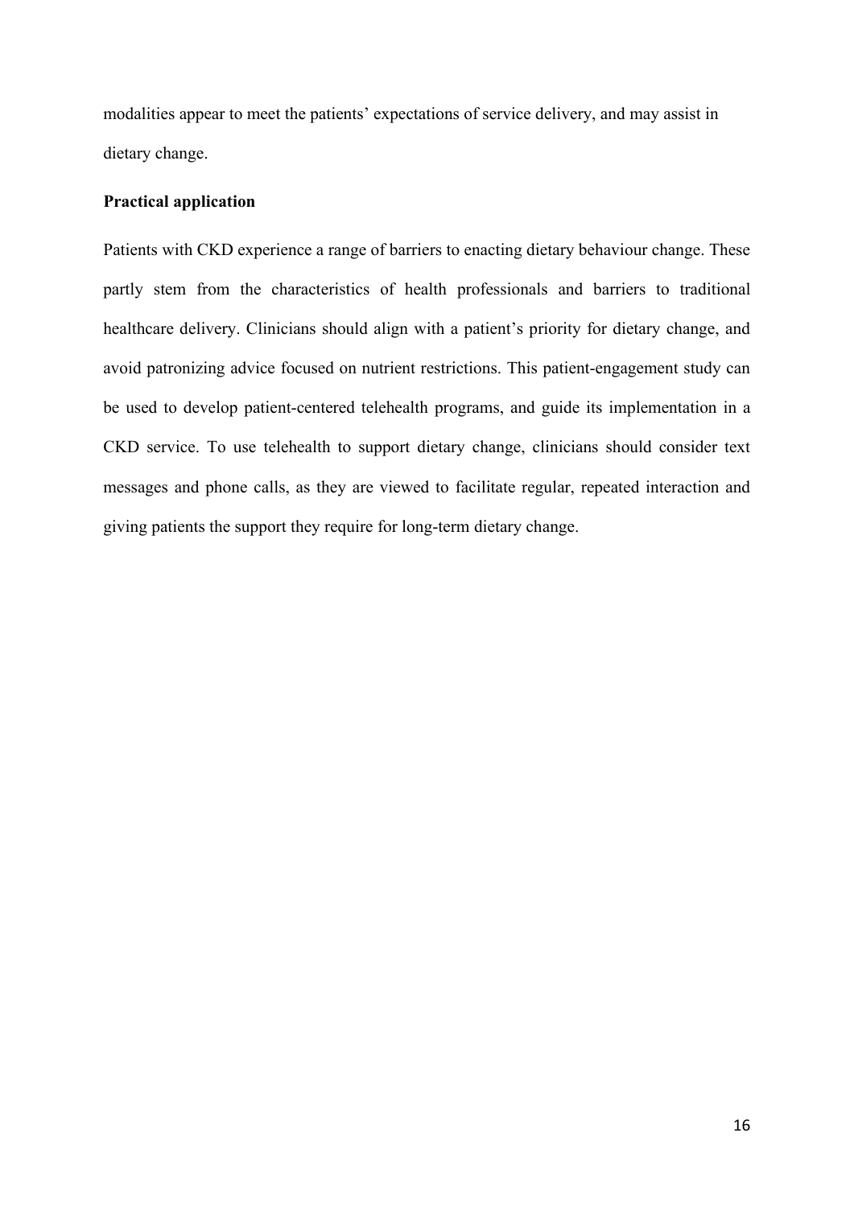modalities appear to meet the patients' expectations of service delivery, and may assist in dietary change.

**Practical application**

Patients with CKD experience a range of barriers to enacting dietary behaviour change. These partly stem from the characteristics of health professionals and barriers to traditional healthcare delivery. Clinicians should align with a patient's priority for dietary change, and avoid patronizing advice focused on nutrient restrictions. This patient-engagement study can be used to develop patient-centered telehealth programs, and guide its implementation in a CKD service. To use telehealth to support dietary change, clinicians should consider text messages and phone calls, as they are viewed to facilitate regular, repeated interaction and giving patients the support they require for long-term dietary change.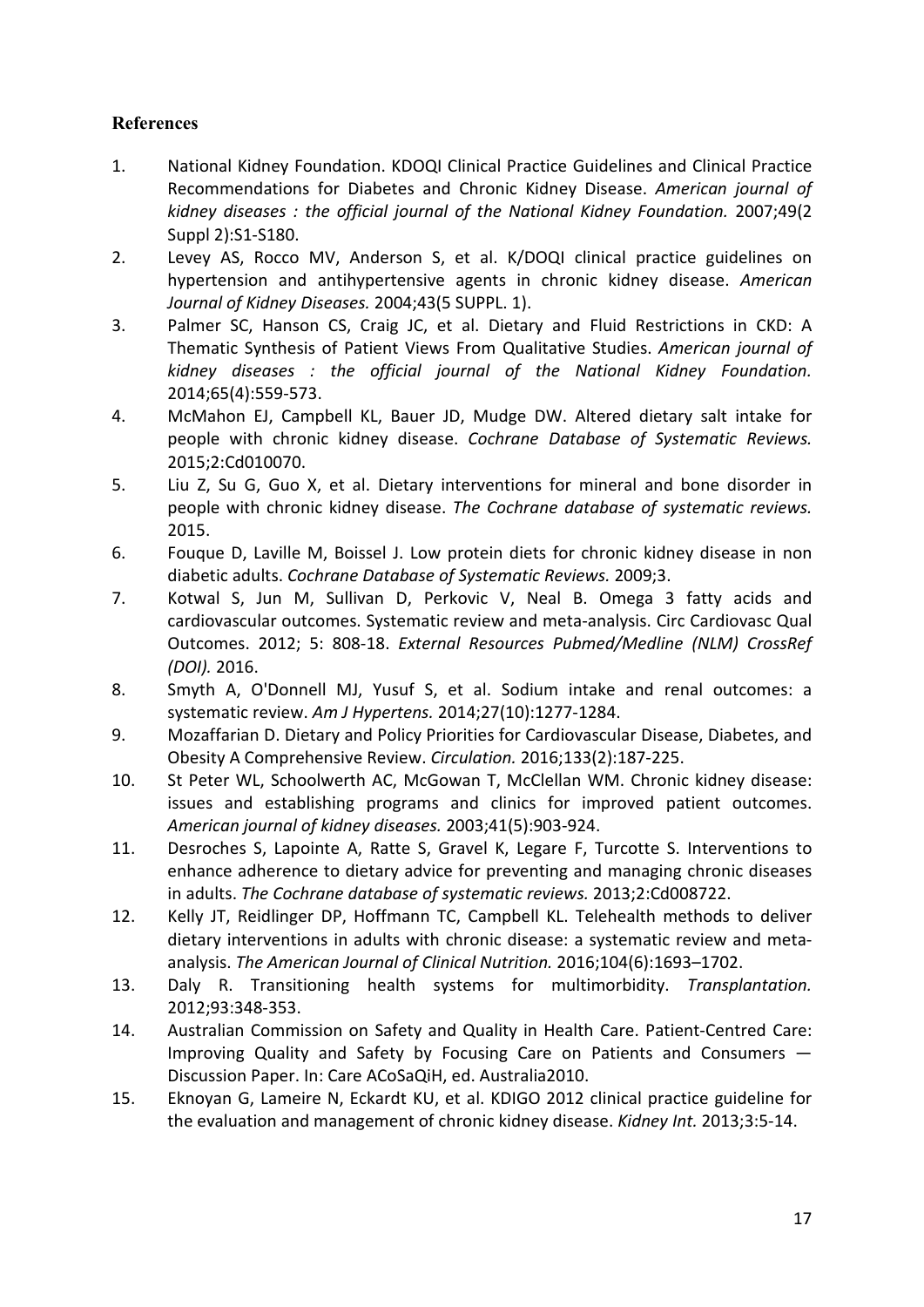## References

1. National Kidney Foundation. KDOQI Clinical Practice Guidelines and Clinical Practice Recommendations for Diabetes and Chronic Kidney Disease. *American journal of kidney diseases : the official journal of the National Kidney Foundation.* 2007;49(2 Suppl 2):S1-S180.
2. Levey AS, Rocco MV, Anderson S, et al. K/DOQI clinical practice guidelines on hypertension and antihypertensive agents in chronic kidney disease. *American Journal of Kidney Diseases.* 2004;43(5 SUPPL. 1).
3. Palmer SC, Hanson CS, Craig JC, et al. Dietary and Fluid Restrictions in CKD: A Thematic Synthesis of Patient Views From Qualitative Studies. *American journal of kidney diseases : the official journal of the National Kidney Foundation.* 2014;65(4):559-573.
4. McMahon EJ, Campbell KL, Bauer JD, Mudge DW. Altered dietary salt intake for people with chronic kidney disease. *Cochrane Database of Systematic Reviews.* 2015;2:Cd010070.
5. Liu Z, Su G, Guo X, et al. Dietary interventions for mineral and bone disorder in people with chronic kidney disease. *The Cochrane database of systematic reviews.* 2015.
6. Fouque D, Laville M, Boissel J. Low protein diets for chronic kidney disease in non diabetic adults. *Cochrane Database of Systematic Reviews.* 2009;3.
7. Kotwal S, Jun M, Sullivan D, Perkovic V, Neal B. Omega 3 fatty acids and cardiovascular outcomes. Systematic review and meta-analysis. Circ Cardiovasc Qual Outcomes. 2012; 5: 808-18. *External Resources Pubmed/Medline (NLM) CrossRef (DOI).* 2016.
8. Smyth A, O'Donnell MJ, Yusuf S, et al. Sodium intake and renal outcomes: a systematic review. *Am J Hypertens.* 2014;27(10):1277-1284.
9. Mozaffarian D. Dietary and Policy Priorities for Cardiovascular Disease, Diabetes, and Obesity A Comprehensive Review. *Circulation.* 2016;133(2):187-225.
10. St Peter WL, Schoolwerth AC, McGowan T, McClellan WM. Chronic kidney disease: issues and establishing programs and clinics for improved patient outcomes. *American journal of kidney diseases.* 2003;41(5):903-924.
11. Desroches S, Lapointe A, Ratte S, Gravel K, Legare F, Turcotte S. Interventions to enhance adherence to dietary advice for preventing and managing chronic diseases in adults. *The Cochrane database of systematic reviews.* 2013;2:Cd008722.
12. Kelly JT, Reidlinger DP, Hoffmann TC, Campbell KL. Telehealth methods to deliver dietary interventions in adults with chronic disease: a systematic review and meta-analysis. *The American Journal of Clinical Nutrition.* 2016;104(6):1693–1702.
13. Daly R. Transitioning health systems for multimorbidity. *Transplantation.* 2012;93:348-353.
14. Australian Commission on Safety and Quality in Health Care. Patient-Centred Care: Improving Quality and Safety by Focusing Care on Patients and Consumers — Discussion Paper. In: Care ACoSaQiH, ed. Australia2010.
15. Eknoyan G, Lameire N, Eckardt KU, et al. KDIGO 2012 clinical practice guideline for the evaluation and management of chronic kidney disease. *Kidney Int.* 2013;3:5-14.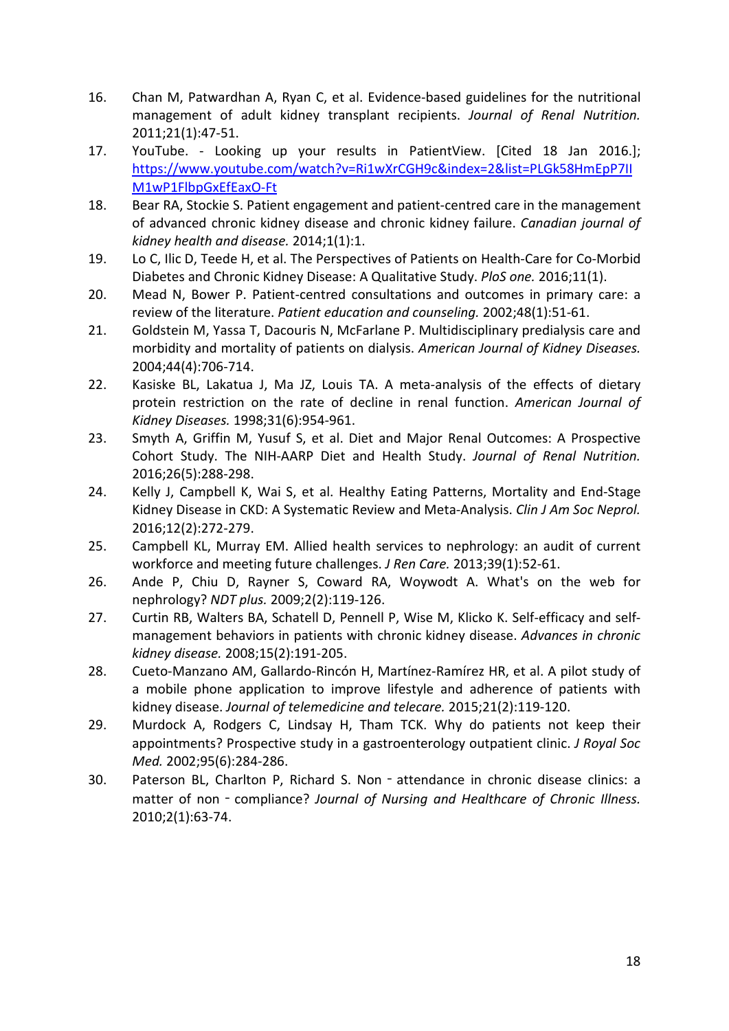16. Chan M, Patwardhan A, Ryan C, et al. Evidence-based guidelines for the nutritional management of adult kidney transplant recipients. *Journal of Renal Nutrition.* 2011;21(1):47-51.
17. YouTube. - Looking up your results in PatientView. [Cited 18 Jan 2016.]; https://www.youtube.com/watch?v=Ri1wXrCGH9c&index=2&list=PLGk58HmEpP7IIM1wP1FlbpGxEfEaxO-Ft
18. Bear RA, Stockie S. Patient engagement and patient-centred care in the management of advanced chronic kidney disease and chronic kidney failure. *Canadian journal of kidney health and disease.* 2014;1(1):1.
19. Lo C, Ilic D, Teede H, et al. The Perspectives of Patients on Health-Care for Co-Morbid Diabetes and Chronic Kidney Disease: A Qualitative Study. *PloS one.* 2016;11(1).
20. Mead N, Bower P. Patient-centred consultations and outcomes in primary care: a review of the literature. *Patient education and counseling.* 2002;48(1):51-61.
21. Goldstein M, Yassa T, Dacouris N, McFarlane P. Multidisciplinary predialysis care and morbidity and mortality of patients on dialysis. *American Journal of Kidney Diseases.* 2004;44(4):706-714.
22. Kasiske BL, Lakatua J, Ma JZ, Louis TA. A meta-analysis of the effects of dietary protein restriction on the rate of decline in renal function. *American Journal of Kidney Diseases.* 1998;31(6):954-961.
23. Smyth A, Griffin M, Yusuf S, et al. Diet and Major Renal Outcomes: A Prospective Cohort Study. The NIH-AARP Diet and Health Study. *Journal of Renal Nutrition.* 2016;26(5):288-298.
24. Kelly J, Campbell K, Wai S, et al. Healthy Eating Patterns, Mortality and End-Stage Kidney Disease in CKD: A Systematic Review and Meta-Analysis. *Clin J Am Soc Neprol.* 2016;12(2):272-279.
25. Campbell KL, Murray EM. Allied health services to nephrology: an audit of current workforce and meeting future challenges. *J Ren Care.* 2013;39(1):52-61.
26. Ande P, Chiu D, Rayner S, Coward RA, Woywodt A. What's on the web for nephrology? *NDT plus.* 2009;2(2):119-126.
27. Curtin RB, Walters BA, Schatell D, Pennell P, Wise M, Klicko K. Self-efficacy and self-management behaviors in patients with chronic kidney disease. *Advances in chronic kidney disease.* 2008;15(2):191-205.
28. Cueto-Manzano AM, Gallardo-Rincón H, Martínez-Ramírez HR, et al. A pilot study of a mobile phone application to improve lifestyle and adherence of patients with kidney disease. *Journal of telemedicine and telecare.* 2015;21(2):119-120.
29. Murdock A, Rodgers C, Lindsay H, Tham TCK. Why do patients not keep their appointments? Prospective study in a gastroenterology outpatient clinic. *J Royal Soc Med.* 2002;95(6):284-286.
30. Paterson BL, Charlton P, Richard S. Non‐attendance in chronic disease clinics: a matter of non‐compliance? *Journal of Nursing and Healthcare of Chronic Illness.* 2010;2(1):63-74.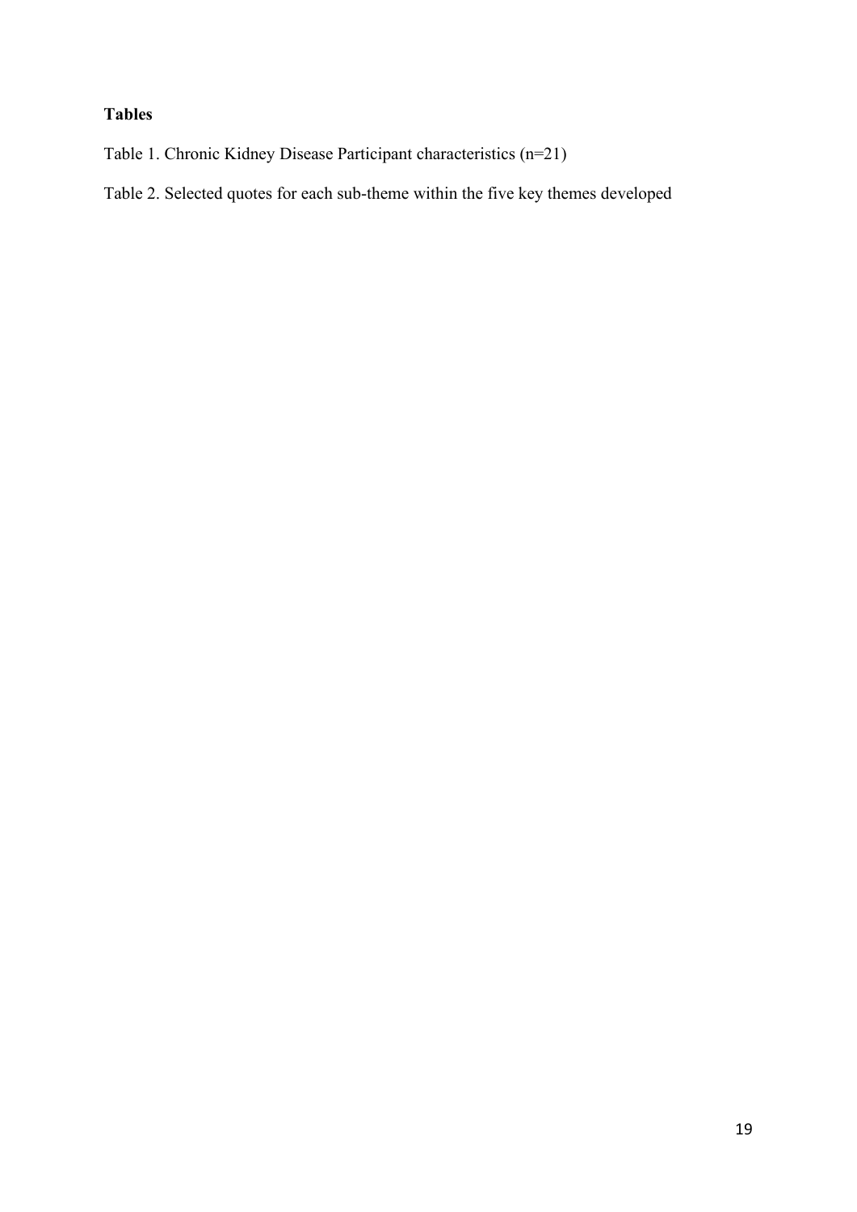**Tables**

Table 1. Chronic Kidney Disease Participant characteristics (n=21)

Table 2. Selected quotes for each sub-theme within the five key themes developed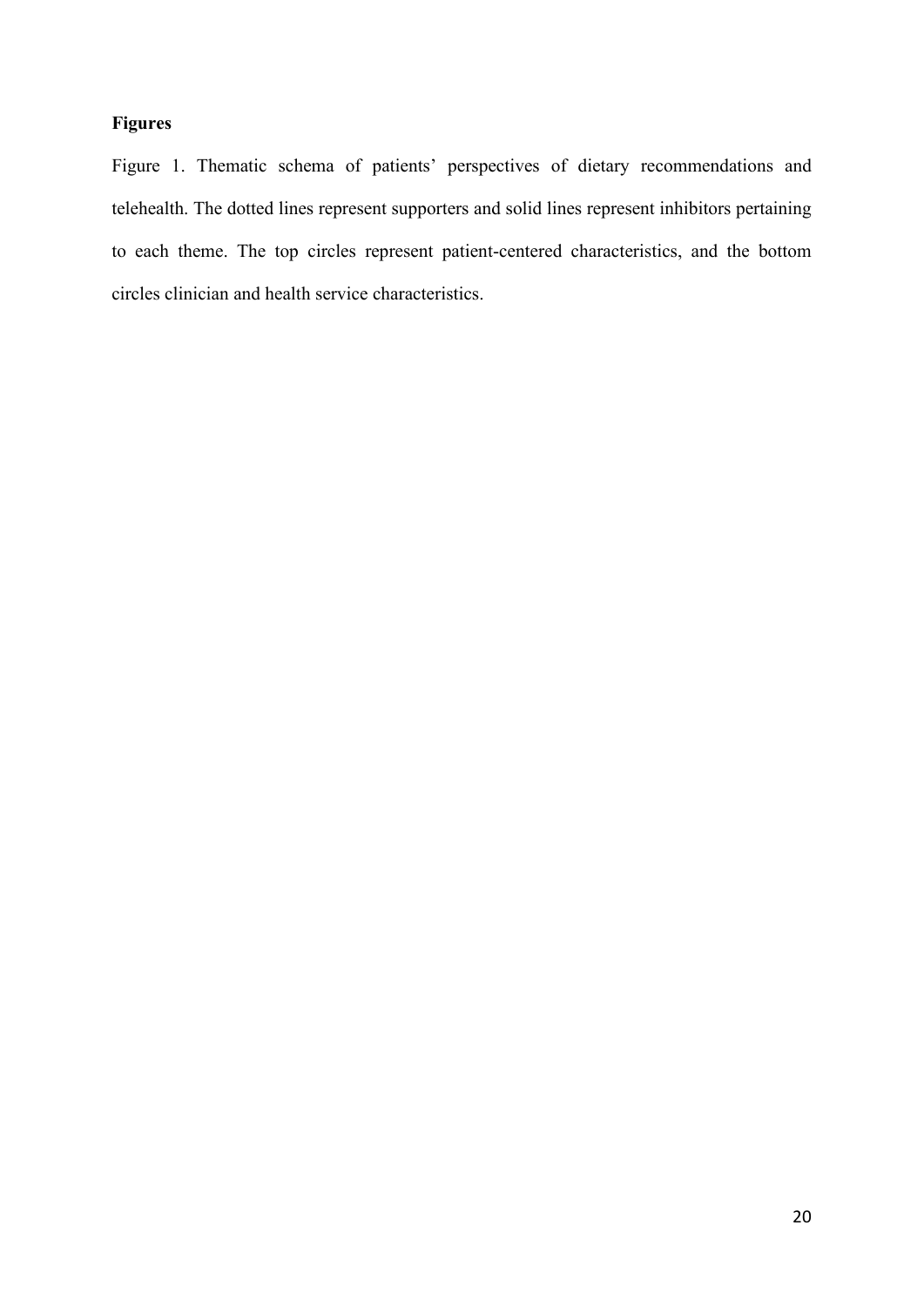**Figures**

Figure 1. Thematic schema of patients' perspectives of dietary recommendations and telehealth. The dotted lines represent supporters and solid lines represent inhibitors pertaining to each theme. The top circles represent patient-centered characteristics, and the bottom circles clinician and health service characteristics.